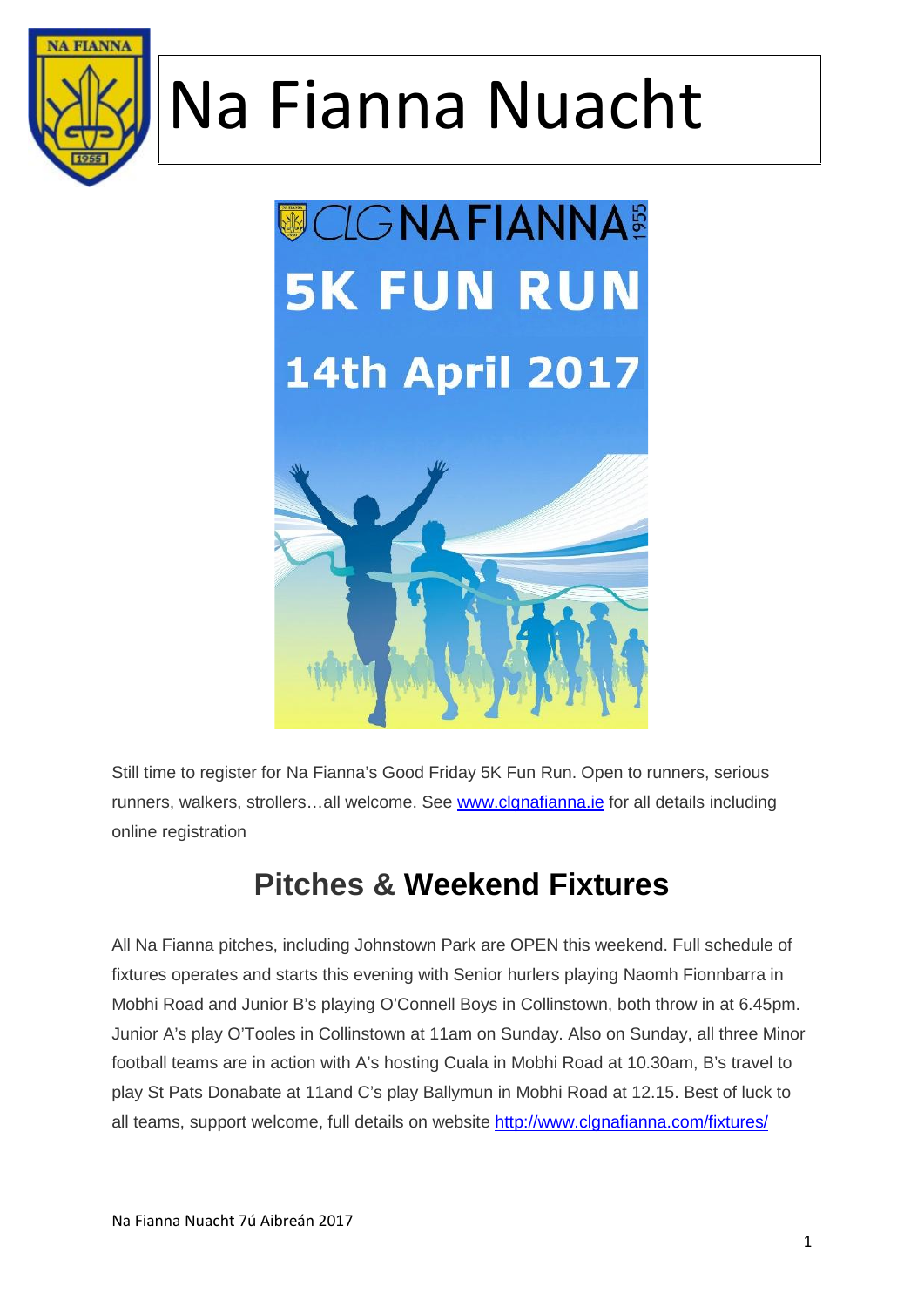# Na Fianna Nuacht

CLG NA FIANNA 1955

5K FUN RUN

14th April 2017

Still time to register for Na Fianna's Good Friday 5K Fun Run. Open to runners, serious runners, walkers, strollers…all welcome. See www.clgnafianna.ie for all details including online registration

## Pitches & Weekend Fixtures

All Na Fianna pitches, including Johnstown Park are OPEN this weekend. Full schedule of fixtures operates and starts this evening with Senior hurlers playing Naomh Fionnbarra in Mobhi Road and Junior B's playing O'Connell Boys in Collinstown, both throw in at 6.45pm. Junior A's play O'Tooles in Collinstown at 11am on Sunday. Also on Sunday, all three Minor football teams are in action with A's hosting Cuala in Mobhi Road at 10.30am, B's travel to play St Pats Donabate at 11and C's play Ballymun in Mobhi Road at 12.15. Best of luck to all teams, support welcome, full details on website http://www.clgnafianna.com/fixtures/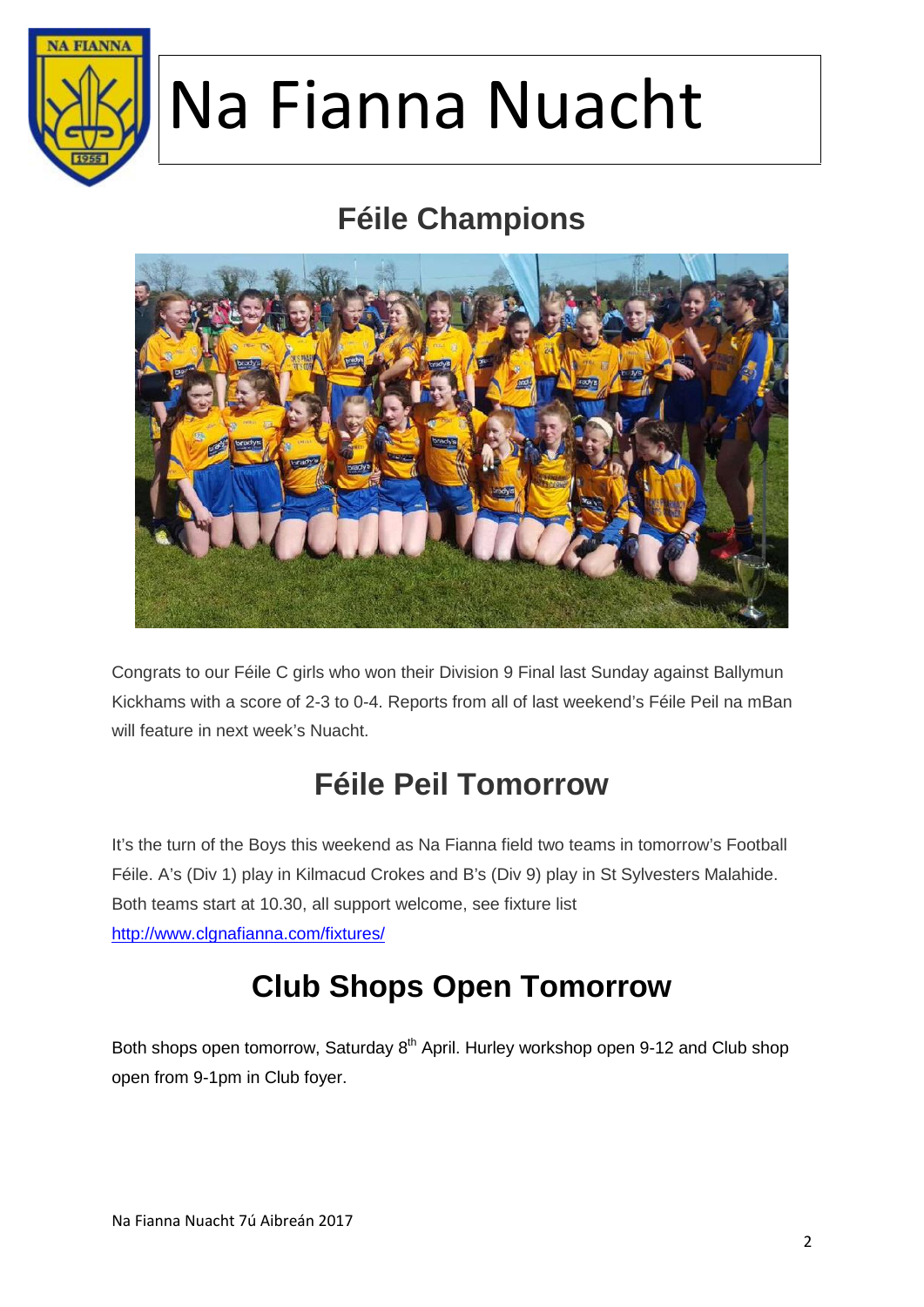# Na Fianna Nuacht

## Féile Champions

Congrats to our Féile C girls who won their Division 9 Final last Sunday against Ballymun Kickhams with a score of 2-3 to 0-4. Reports from all of last weekend's Féile Peil na mBan will feature in next week's Nuacht.

## Féile Peil Tomorrow

It's the turn of the Boys this weekend as Na Fianna field two teams in tomorrow's Football Féile. A's (Div 1) play in Kilmacud Crokes and B's (Div 9) play in St Sylvesters Malahide. Both teams start at 10.30, all support welcome, see fixture list http://www.clgnafianna.com/fixtures/

## Club Shops Open Tomorrow

Both shops open tomorrow, Saturday 8th April. Hurley workshop open 9-12 and Club shop open from 9-1pm in Club foyer.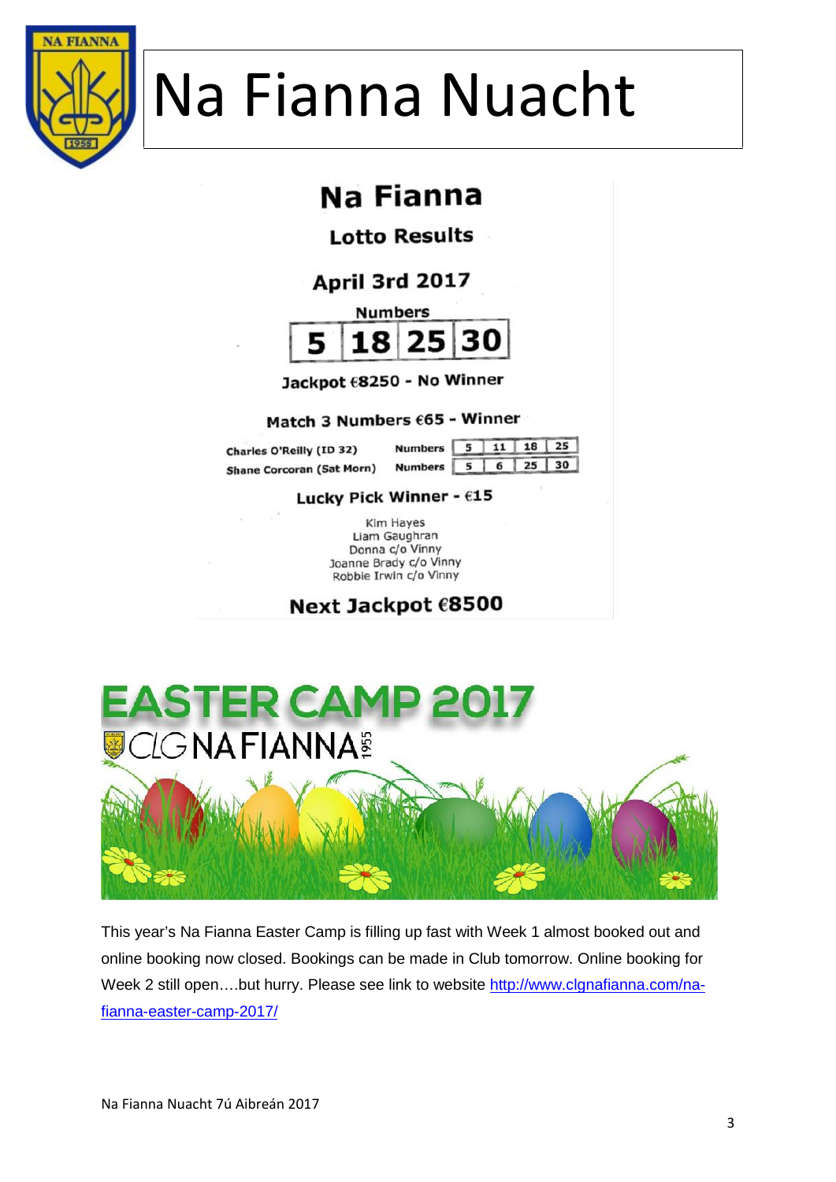# Na Fianna Nuacht

## Na Fianna

### Lotto Results

### April 3rd 2017

**Numbers**

| 5 | 18 | 25 | 30 |
|---|---|---|---|

**Jackpot €8250 - No Winner**

**Match 3 Numbers €65 - Winner**

| | | | | | |
|---|---|---|---|---|---|
| Charles O'Reilly (ID 32) | Numbers | 5 | 11 | 18 | 25 |
| Shane Corcoran (Sat Morn) | Numbers | 5 | 6 | 25 | 30 |

**Lucky Pick Winner - €15**

Kim Hayes
Liam Gaughran
Donna c/o Vinny
Joanne Brady c/o Vinny
Robbie Irwin c/o Vinny

**Next Jackpot €8500**

## EASTER CAMP 2017

CLG NA FIANNA 1955

This year's Na Fianna Easter Camp is filling up fast with Week 1 almost booked out and online booking now closed. Bookings can be made in Club tomorrow. Online booking for Week 2 still open….but hurry. Please see link to website http://www.clgnafianna.com/na-fianna-easter-camp-2017/

Na Fianna Nuacht 7ú Aibreán 2017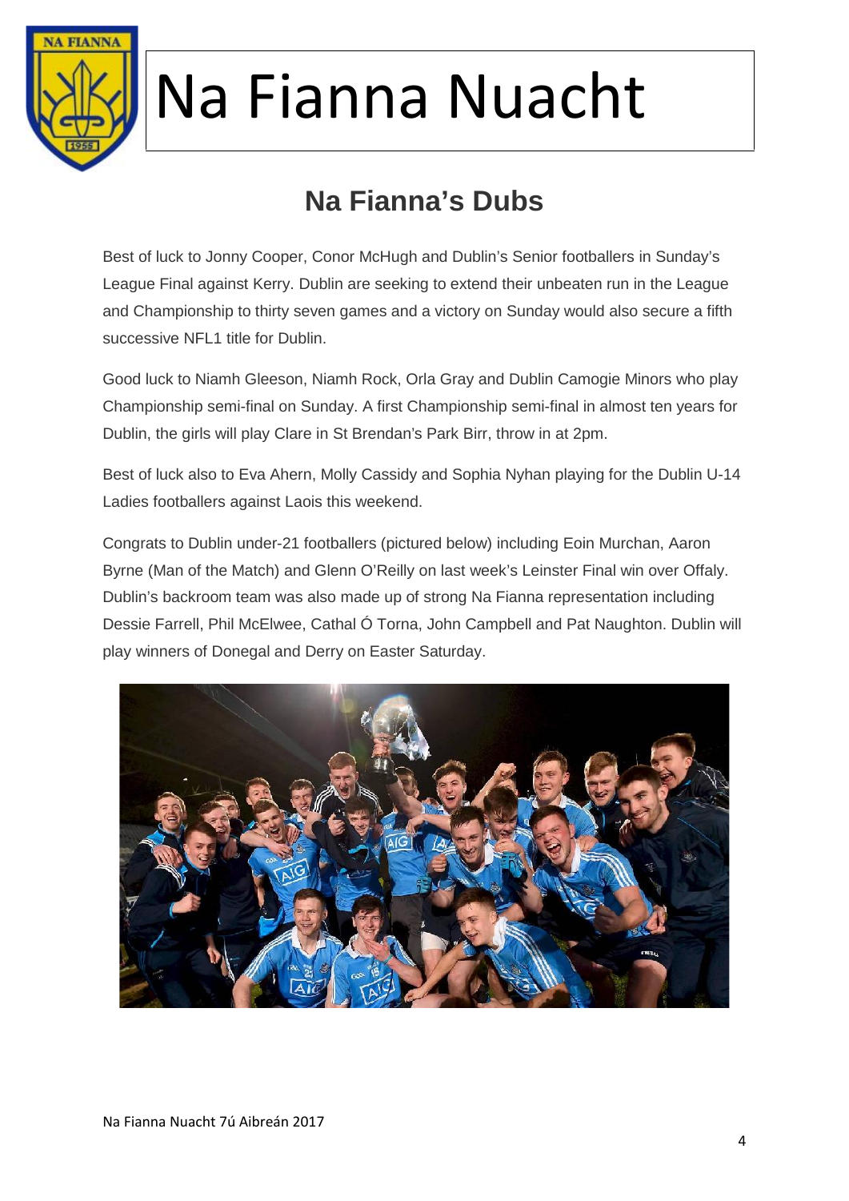# Na Fianna Nuacht

## Na Fianna's Dubs

Best of luck to Jonny Cooper, Conor McHugh and Dublin's Senior footballers in Sunday's League Final against Kerry. Dublin are seeking to extend their unbeaten run in the League and Championship to thirty seven games and a victory on Sunday would also secure a fifth successive NFL1 title for Dublin.

Good luck to Niamh Gleeson, Niamh Rock, Orla Gray and Dublin Camogie Minors who play Championship semi-final on Sunday. A first Championship semi-final in almost ten years for Dublin, the girls will play Clare in St Brendan's Park Birr, throw in at 2pm.

Best of luck also to Eva Ahern, Molly Cassidy and Sophia Nyhan playing for the Dublin U-14 Ladies footballers against Laois this weekend.

Congrats to Dublin under-21 footballers (pictured below) including Eoin Murchan, Aaron Byrne (Man of the Match) and Glenn O'Reilly on last week's Leinster Final win over Offaly. Dublin's backroom team was also made up of strong Na Fianna representation including Dessie Farrell, Phil McElwee, Cathal Ó Torna, John Campbell and Pat Naughton. Dublin will play winners of Donegal and Derry on Easter Saturday.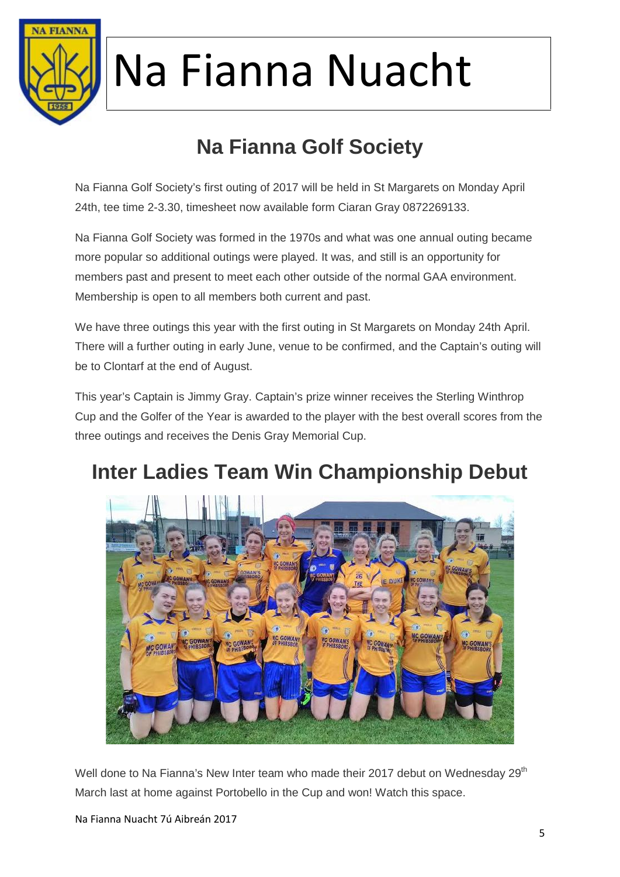# Na Fianna Nuacht

## Na Fianna Golf Society

Na Fianna Golf Society's first outing of 2017 will be held in St Margarets on Monday April 24th, tee time 2-3.30, timesheet now available form Ciaran Gray 0872269133.

Na Fianna Golf Society was formed in the 1970s and what was one annual outing became more popular so additional outings were played. It was, and still is an opportunity for members past and present to meet each other outside of the normal GAA environment. Membership is open to all members both current and past.

We have three outings this year with the first outing in St Margarets on Monday 24th April. There will a further outing in early June, venue to be confirmed, and the Captain's outing will be to Clontarf at the end of August.

This year's Captain is Jimmy Gray. Captain's prize winner receives the Sterling Winthrop Cup and the Golfer of the Year is awarded to the player with the best overall scores from the three outings and receives the Denis Gray Memorial Cup.

## Inter Ladies Team Win Championship Debut

Well done to Na Fianna's New Inter team who made their 2017 debut on Wednesday 29th March last at home against Portobello in the Cup and won! Watch this space.

Na Fianna Nuacht 7ú Aibreán 2017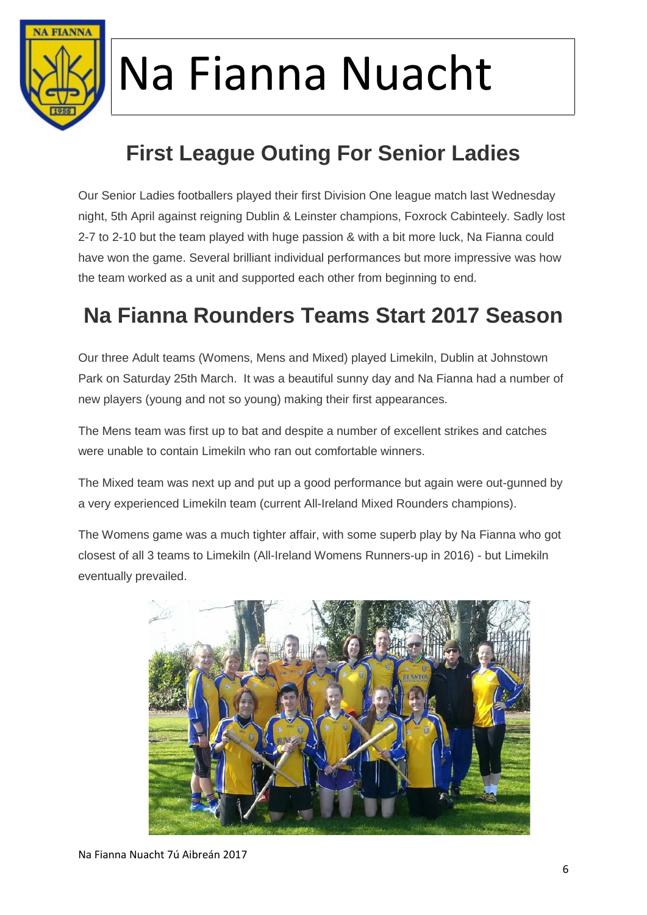# Na Fianna Nuacht

## First League Outing For Senior Ladies

Our Senior Ladies footballers played their first Division One league match last Wednesday night, 5th April against reigning Dublin & Leinster champions, Foxrock Cabinteely. Sadly lost 2-7 to 2-10 but the team played with huge passion & with a bit more luck, Na Fianna could have won the game. Several brilliant individual performances but more impressive was how the team worked as a unit and supported each other from beginning to end.

## Na Fianna Rounders Teams Start 2017 Season

Our three Adult teams (Womens, Mens and Mixed) played Limekiln, Dublin at Johnstown Park on Saturday 25th March. It was a beautiful sunny day and Na Fianna had a number of new players (young and not so young) making their first appearances.

The Mens team was first up to bat and despite a number of excellent strikes and catches were unable to contain Limekiln who ran out comfortable winners.

The Mixed team was next up and put up a good performance but again were out-gunned by a very experienced Limekiln team (current All-Ireland Mixed Rounders champions).

The Womens game was a much tighter affair, with some superb play by Na Fianna who got closest of all 3 teams to Limekiln (All-Ireland Womens Runners-up in 2016) - but Limekiln eventually prevailed.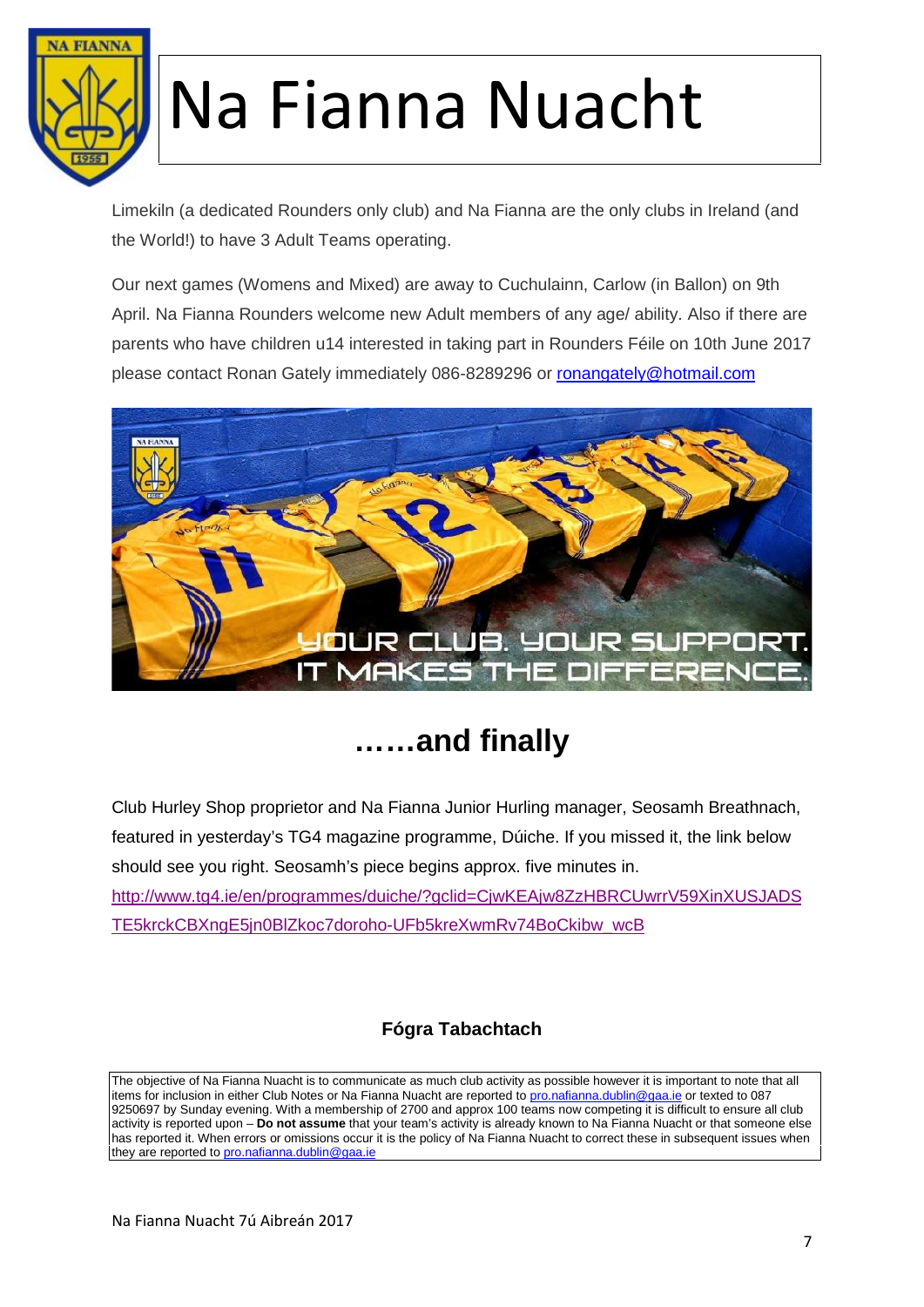# Na Fianna Nuacht

Limekiln (a dedicated Rounders only club) and Na Fianna are the only clubs in Ireland (and the World!) to have 3 Adult Teams operating.

Our next games (Womens and Mixed) are away to Cuchulainn, Carlow (in Ballon) on 9th April. Na Fianna Rounders welcome new Adult members of any age/ ability. Also if there are parents who have children u14 interested in taking part in Rounders Féile on 10th June 2017 please contact Ronan Gately immediately 086-8289296 or ronangately@hotmail.com

## ……and finally

Club Hurley Shop proprietor and Na Fianna Junior Hurling manager, Seosamh Breathnach, featured in yesterday's TG4 magazine programme, Dúiche. If you missed it, the link below should see you right. Seosamh's piece begins approx. five minutes in.

http://www.tg4.ie/en/programmes/duiche/?gclid=CjwKEAjw8ZzHBRCUwrrV59XinXUSJADSTE5krckCBXngE5jn0BlZkoc7doroho-UFb5kreXwmRv74BoCkibw_wcB

### Fógra Tabachtach

The objective of Na Fianna Nuacht is to communicate as much club activity as possible however it is important to note that all items for inclusion in either Club Notes or Na Fianna Nuacht are reported to pro.nafianna.dublin@gaa.ie or texted to 087 9250697 by Sunday evening. With a membership of 2700 and approx 100 teams now competing it is difficult to ensure all club activity is reported upon – **Do not assume** that your team's activity is already known to Na Fianna Nuacht or that someone else has reported it. When errors or omissions occur it is the policy of Na Fianna Nuacht to correct these in subsequent issues when they are reported to pro.nafianna.dublin@gaa.ie